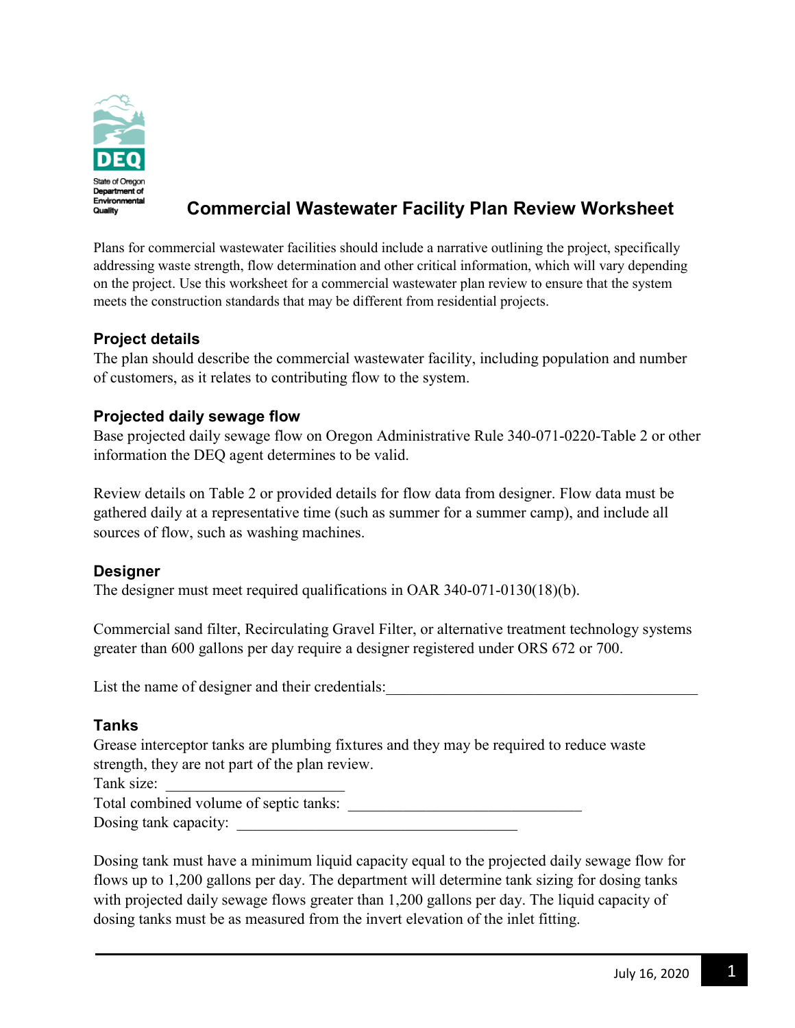State of Oregon Department of Environmental Quality

# Commercial Wastewater Facility Plan Review Worksheet

Plans for commercial wastewater facilities should include a narrative outlining the project, specifically addressing waste strength, flow determination and other critical information, which will vary depending on the project. Use this worksheet for a commercial wastewater plan review to ensure that the system meets the construction standards that may be different from residential projects.

## Project details

The plan should describe the commercial wastewater facility, including population and number of customers, as it relates to contributing flow to the system.

## Projected daily sewage flow

Base projected daily sewage flow on Oregon Administrative Rule 340-071-0220-Table 2 or other information the DEQ agent determines to be valid.

Review details on Table 2 or provided details for flow data from designer. Flow data must be gathered daily at a representative time (such as summer for a summer camp), and include all sources of flow, such as washing machines.

## Designer

The designer must meet required qualifications in OAR 340-071-0130(18)(b).

Commercial sand filter, Recirculating Gravel Filter, or alternative treatment technology systems greater than 600 gallons per day require a designer registered under ORS 672 or 700.

List the name of designer and their credentials:________________________________________

## Tanks

Grease interceptor tanks are plumbing fixtures and they may be required to reduce waste strength, they are not part of the plan review.

Tank size: ______________________

Total combined volume of septic tanks: ______________________________

Dosing tank capacity: ____________________________________

Dosing tank must have a minimum liquid capacity equal to the projected daily sewage flow for flows up to 1,200 gallons per day. The department will determine tank sizing for dosing tanks with projected daily sewage flows greater than 1,200 gallons per day. The liquid capacity of dosing tanks must be as measured from the invert elevation of the inlet fitting.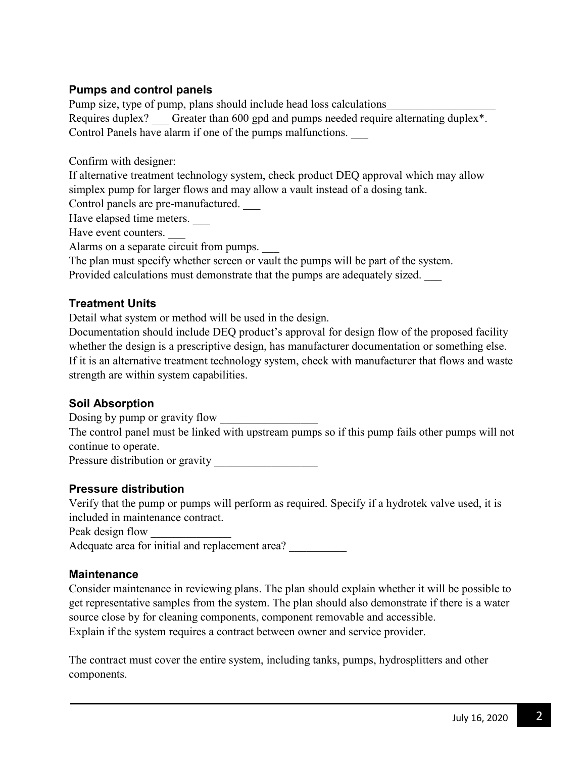### Pumps and control panels

Pump size, type of pump, plans should include head loss calculations___________________
Requires duplex? ___ Greater than 600 gpd and pumps needed require alternating duplex*.
Control Panels have alarm if one of the pumps malfunctions. ___

Confirm with designer:
If alternative treatment technology system, check product DEQ approval which may allow simplex pump for larger flows and may allow a vault instead of a dosing tank.
Control panels are pre-manufactured. ___
Have elapsed time meters. ___
Have event counters. ___
Alarms on a separate circuit from pumps. ___
The plan must specify whether screen or vault the pumps will be part of the system.
Provided calculations must demonstrate that the pumps are adequately sized. ___

### Treatment Units

Detail what system or method will be used in the design.
Documentation should include DEQ product's approval for design flow of the proposed facility whether the design is a prescriptive design, has manufacturer documentation or something else.
If it is an alternative treatment technology system, check with manufacturer that flows and waste strength are within system capabilities.

### Soil Absorption

Dosing by pump or gravity flow _________________
The control panel must be linked with upstream pumps so if this pump fails other pumps will not continue to operate.
Pressure distribution or gravity __________________

### Pressure distribution

Verify that the pump or pumps will perform as required. Specify if a hydrotek valve used, it is included in maintenance contract.
Peak design flow ______________
Adequate area for initial and replacement area? __________

### Maintenance

Consider maintenance in reviewing plans. The plan should explain whether it will be possible to get representative samples from the system. The plan should also demonstrate if there is a water source close by for cleaning components, component removable and accessible.
Explain if the system requires a contract between owner and service provider.

The contract must cover the entire system, including tanks, pumps, hydrosplitters and other components.

July 16, 2020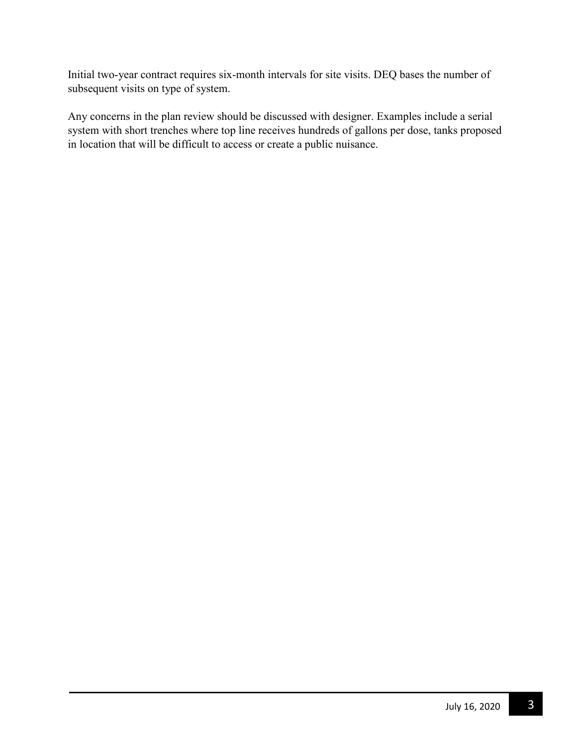Initial two-year contract requires six-month intervals for site visits. DEQ bases the number of subsequent visits on type of system.

Any concerns in the plan review should be discussed with designer. Examples include a serial system with short trenches where top line receives hundreds of gallons per dose, tanks proposed in location that will be difficult to access or create a public nuisance.